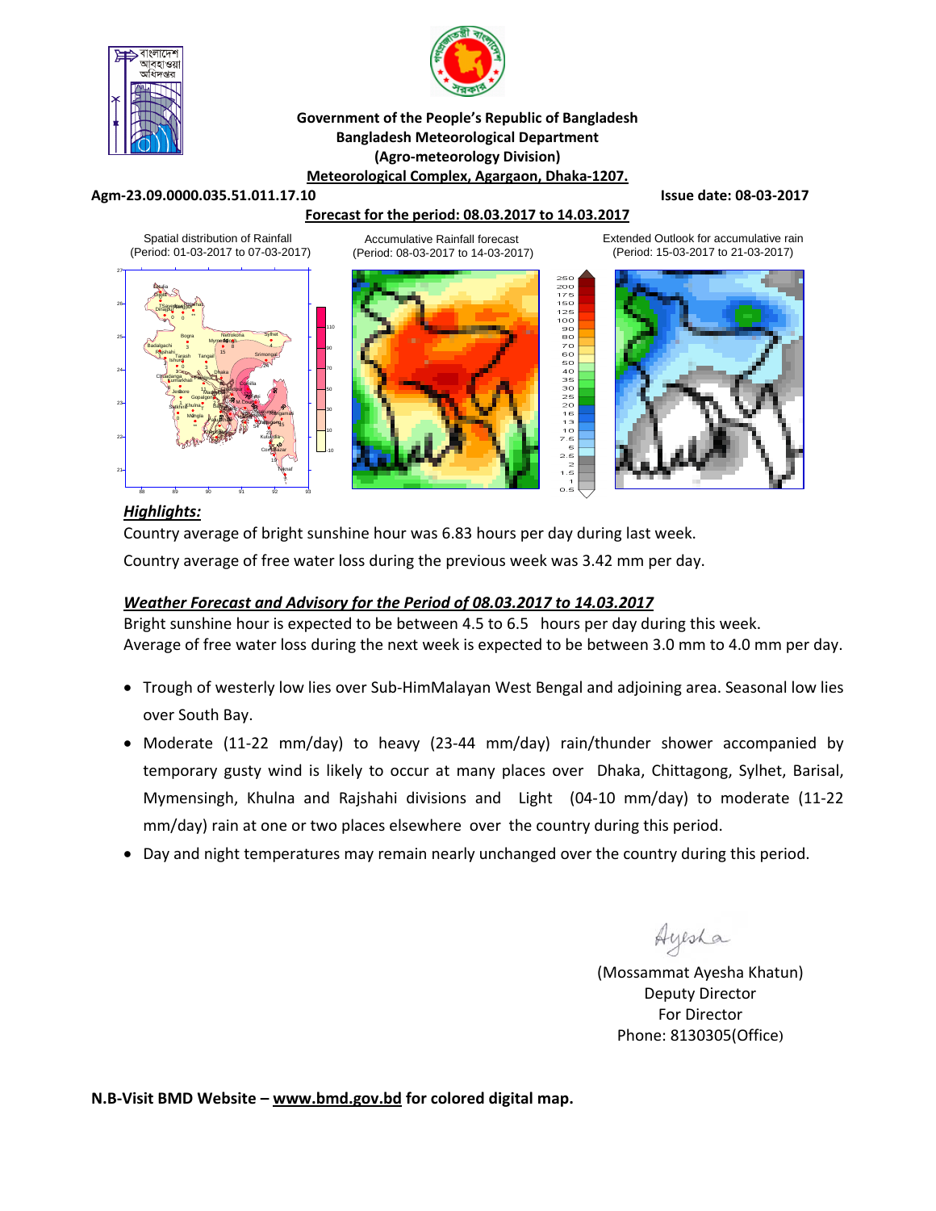**Government of the People's Republic of Bangladesh**
**Bangladesh Meteorological Department**
**(Agro-meteorology Division)**
**Meteorological Complex, Agargaon, Dhaka-1207.**

**Agm-23.09.0000.035.51.011.17.10** **Issue date: 08-03-2017**

**Forecast for the period: 08.03.2017 to 14.03.2017**

Spatial distribution of Rainfall (Period: 01-03-2017 to 07-03-2017)

Accumulative Rainfall forecast (Period: 08-03-2017 to 14-03-2017)

Extended Outlook for accumulative rain (Period: 15-03-2017 to 21-03-2017)

## ***Highlights:***

Country average of bright sunshine hour was 6.83 hours per day during last week.

Country average of free water loss during the previous week was 3.42 mm per day.

### ***Weather Forecast and Advisory for the Period of 08.03.2017 to 14.03.2017***

Bright sunshine hour is expected to be between 4.5 to 6.5 hours per day during this week.
Average of free water loss during the next week is expected to be between 3.0 mm to 4.0 mm per day.

- Trough of westerly low lies over Sub-HimMalayan West Bengal and adjoining area. Seasonal low lies over South Bay.
- Moderate (11-22 mm/day) to heavy (23-44 mm/day) rain/thunder shower accompanied by temporary gusty wind is likely to occur at many places over Dhaka, Chittagong, Sylhet, Barisal, Mymensingh, Khulna and Rajshahi divisions and Light (04-10 mm/day) to moderate (11-22 mm/day) rain at one or two places elsewhere over the country during this period.
- Day and night temperatures may remain nearly unchanged over the country during this period.

Ayesha

(Mossammat Ayesha Khatun)
Deputy Director
For Director
Phone: 8130305(Office)

**N.B-Visit BMD Website – www.bmd.gov.bd for colored digital map.**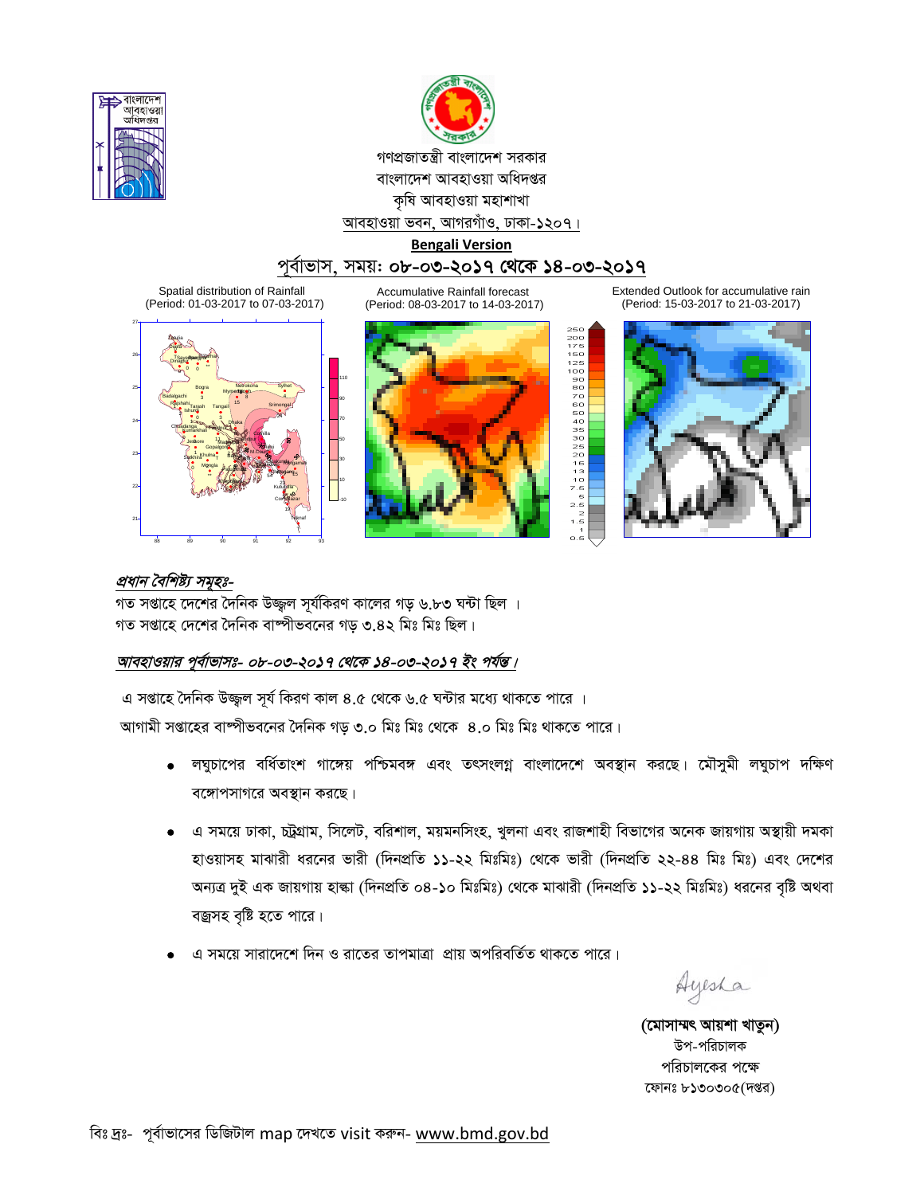গণপ্রজাতন্ত্রী বাংলাদেশ সরকার
বাংলাদেশ আবহাওয়া অধিদপ্তর
কৃষি আবহাওয়া মহাশাখা
আবহাওয়া ভবন, আগরগাঁও, ঢাকা-১২০৭।

**Bengali Version**

## পূর্বাভাস, সময়: ০৮-০৩-২০১৭ থেকে ১৪-০৩-২০১৭

Spatial distribution of Rainfall (Period: 01-03-2017 to 07-03-2017)

Accumulative Rainfall forecast (Period: 08-03-2017 to 14-03-2017)

Extended Outlook for accumulative rain (Period: 15-03-2017 to 21-03-2017)

***প্রধান বৈশিষ্ট্য সমূহঃ-***

গত সপ্তাহে দেশের দৈনিক উজ্জ্বল সূর্যকিরণ কালের গড় ৬.৮৩ ঘন্টা ছিল ।
গত সপ্তাহে দেশের দৈনিক বাষ্পীভবনের গড় ৩.৪২ মিঃ মিঃ ছিল।

***আবহাওয়ার পূর্বাভাসঃ- ০৮-০৩-২০১৭ থেকে ১৪-০৩-২০১৭ ইং পর্যন্ত।***

এ সপ্তাহে দৈনিক উজ্জ্বল সূর্য কিরণ কাল ৪.৫ থেকে ৬.৫ ঘন্টার মধ্যে থাকতে পারে ।
আগামী সপ্তাহের বাষ্পীভবনের দৈনিক গড় ৩.০ মিঃ মিঃ থেকে ৪.০ মিঃ মিঃ থাকতে পারে।

- লঘুচাপের বর্ধিতাংশ গাঙ্গেয় পশ্চিমবঙ্গ এবং তৎসংলগ্ন বাংলাদেশে অবস্থান করছে। মৌসুমী লঘুচাপ দক্ষিণ বঙ্গোপসাগরে অবস্থান করছে।
- এ সময়ে ঢাকা, চট্রগ্রাম, সিলেট, বরিশাল, ময়মনসিংহ, খুলনা এবং রাজশাহী বিভাগের অনেক জায়গায় অস্থায়ী দমকা হাওয়াসহ মাঝারী ধরনের ভারী (দিনপ্রতি ১১-২২ মিঃমিঃ) থেকে ভারী (দিনপ্রতি ২২-৪৪ মিঃ মিঃ) এবং দেশের অন্যত্র দুই এক জায়গায় হাল্কা (দিনপ্রতি ০৪-১০ মিঃমিঃ) থেকে মাঝারী (দিনপ্রতি ১১-২২ মিঃমিঃ) ধরনের বৃষ্টি অথবা বজ্রসহ বৃষ্টি হতে পারে।
- এ সময়ে সারাদেশে দিন ও রাতের তাপমাত্রা প্রায় অপরিবর্তিত থাকতে পারে।

Ayesha

**(মোসাম্মৎ আয়শা খাতুন)**
উপ-পরিচালক
পরিচালকের পক্ষে
ফোনঃ ৮১৩০৩০৫(দপ্তর)

বিঃ দ্রঃ- পূর্বাভাসের ডিজিটাল map দেখতে visit করুন- www.bmd.gov.bd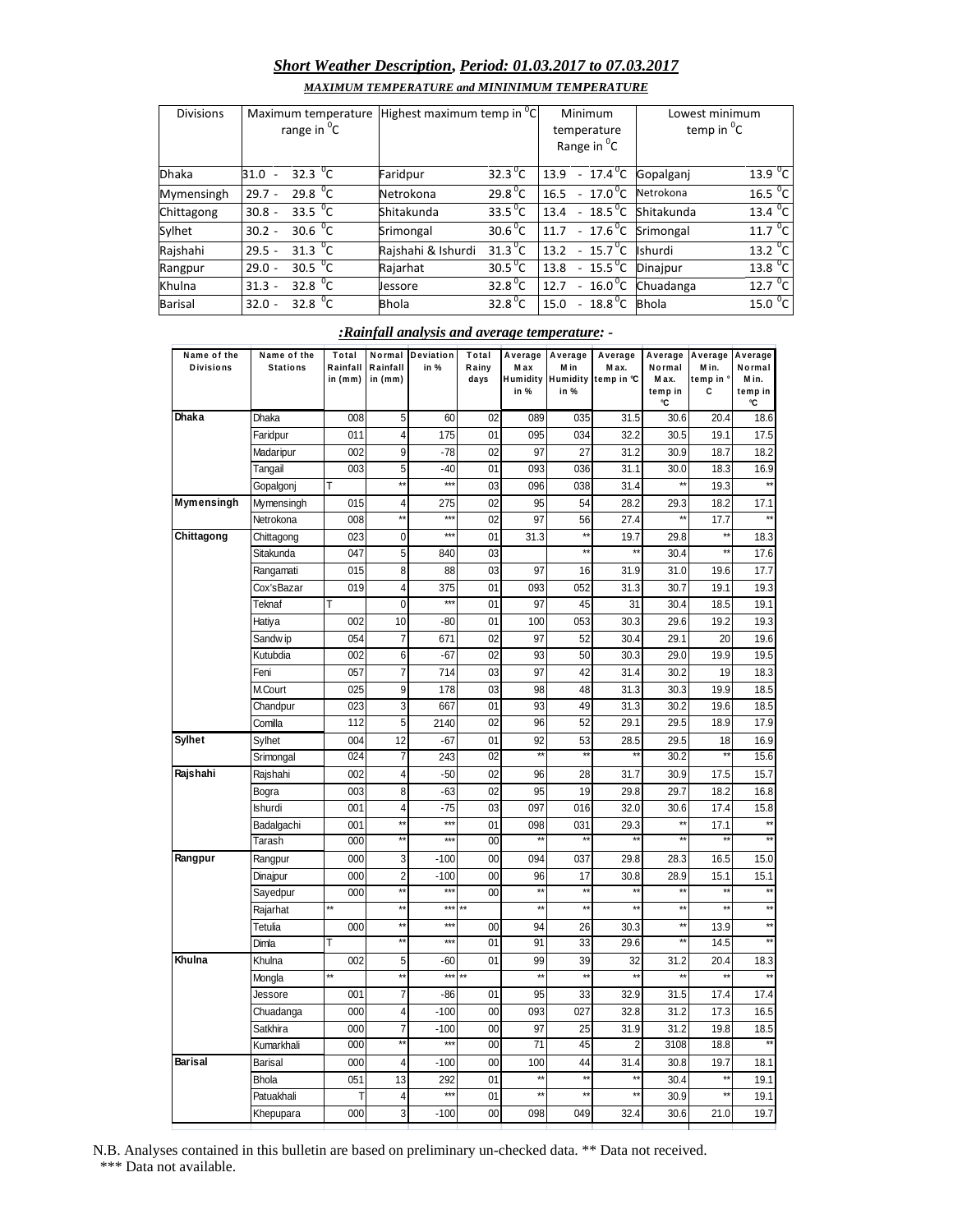## *Short Weather Description, Period: 01.03.2017 to 07.03.2017*

### *MAXIMUM TEMPERATURE and MININIMUM TEMPERATURE*

| Divisions | Maximum temperature range in $^0$C | Highest maximum temp in $^0$C | | Minimum temperature Range in $^0$C | Lowest minimum temp in $^0$C | |
|---|---|---|---|---|---|---|
| Dhaka | 31.0 - 32.3 $^0$C | Faridpur | 32.3 $^0$C | 13.9 - 17.4 $^0$C | Gopalganj | 13.9 $^0$C |
| Mymensingh | 29.7 - 29.8 $^0$C | Netrokona | 29.8 $^0$C | 16.5 - 17.0 $^0$C | Netrokona | 16.5 $^0$C |
| Chittagong | 30.8 - 33.5 $^0$C | Shitakunda | 33.5 $^0$C | 13.4 - 18.5 $^0$C | Shitakunda | 13.4 $^0$C |
| Sylhet | 30.2 - 30.6 $^0$C | Srimongal | 30.6 $^0$C | 11.7 - 17.6 $^0$C | Srimongal | 11.7 $^0$C |
| Rajshahi | 29.5 - 31.3 $^0$C | Rajshahi & Ishurdi | 31.3 $^0$C | 13.2 - 15.7 $^0$C | Ishurdi | 13.2 $^0$C |
| Rangpur | 29.0 - 30.5 $^0$C | Rajarhat | 30.5 $^0$C | 13.8 - 15.5 $^0$C | Dinajpur | 13.8 $^0$C |
| Khulna | 31.3 - 32.8 $^0$C | Jessore | 32.8 $^0$C | 12.7 - 16.0 $^0$C | Chuadanga | 12.7 $^0$C |
| Barisal | 32.0 - 32.8 $^0$C | Bhola | 32.8 $^0$C | 15.0 - 18.8 $^0$C | Bhola | 15.0 $^0$C |

### *:Rainfall analysis and average temperature: -*

| Name of the Divisions | Name of the Stations | Total Rainfall in (mm) | Normal Rainfall in (mm) | Deviation in % | Total Rainy days | Average Max Humidity in % | Average Min Humidity in % | Average Max. temp in ℃ | Average Normal Max. temp in ℃ | Average Min. temp in ° C | Average Normal Min. temp in ℃ |
|---|---|---|---|---|---|---|---|---|---|---|---|
| Dhaka | Dhaka | 008 | 5 | 60 | 02 | 089 | 035 | 31.5 | 30.6 | 20.4 | 18.6 |
| | Faridpur | 011 | 4 | 175 | 01 | 095 | 034 | 32.2 | 30.5 | 19.1 | 17.5 |
| | Madaripur | 002 | 9 | -78 | 02 | 97 | 27 | 31.2 | 30.9 | 18.7 | 18.2 |
| | Tangail | 003 | 5 | -40 | 01 | 093 | 036 | 31.1 | 30.0 | 18.3 | 16.9 |
| | Gopalgonj | T | ** | *** | 03 | 096 | 038 | 31.4 | ** | 19.3 | ** |
| Mymensingh | Mymensingh | 015 | 4 | 275 | 02 | 95 | 54 | 28.2 | 29.3 | 18.2 | 17.1 |
| | Netrokona | 008 | ** | *** | 02 | 97 | 56 | 27.4 | ** | 17.7 | ** |
| Chittagong | Chittagong | 023 | 0 | *** | 01 | 31.3 | ** | 19.7 | 29.8 | ** | 18.3 |
| | Sitakunda | 047 | 5 | 840 | 03 | | ** | ** | 30.4 | ** | 17.6 |
| | Rangamati | 015 | 8 | 88 | 03 | 97 | 16 | 31.9 | 31.0 | 19.6 | 17.7 |
| | Cox'sBazar | 019 | 4 | 375 | 01 | 093 | 052 | 31.3 | 30.7 | 19.1 | 19.3 |
| | Teknaf | T | 0 | *** | 01 | 97 | 45 | 31 | 30.4 | 18.5 | 19.1 |
| | Hatiya | 002 | 10 | -80 | 01 | 100 | 053 | 30.3 | 29.6 | 19.2 | 19.3 |
| | Sandwip | 054 | 7 | 671 | 02 | 97 | 52 | 30.4 | 29.1 | 20 | 19.6 |
| | Kutubdia | 002 | 6 | -67 | 02 | 93 | 50 | 30.3 | 29.0 | 19.9 | 19.5 |
| | Feni | 057 | 7 | 714 | 03 | 97 | 42 | 31.4 | 30.2 | 19 | 18.3 |
| | M.Court | 025 | 9 | 178 | 03 | 98 | 48 | 31.3 | 30.3 | 19.9 | 18.5 |
| | Chandpur | 023 | 3 | 667 | 01 | 93 | 49 | 31.3 | 30.2 | 19.6 | 18.5 |
| | Comilla | 112 | 5 | 2140 | 02 | 96 | 52 | 29.1 | 29.5 | 18.9 | 17.9 |
| Sylhet | Sylhet | 004 | 12 | -67 | 01 | 92 | 53 | 28.5 | 29.5 | 18 | 16.9 |
| | Srimongal | 024 | 7 | 243 | 02 | ** | ** | ** | 30.2 | ** | 15.6 |
| Rajshahi | Rajshahi | 002 | 4 | -50 | 02 | 96 | 28 | 31.7 | 30.9 | 17.5 | 15.7 |
| | Bogra | 003 | 8 | -63 | 02 | 95 | 19 | 29.8 | 29.7 | 18.2 | 16.8 |
| | Ishurdi | 001 | 4 | -75 | 03 | 097 | 016 | 32.0 | 30.6 | 17.4 | 15.8 |
| | Badalgachi | 001 | ** | *** | 01 | 098 | 031 | 29.3 | ** | 17.1 | ** |
| | Tarash | 000 | ** | *** | 00 | ** | ** | ** | ** | ** | ** |
| Rangpur | Rangpur | 000 | 3 | -100 | 00 | 094 | 037 | 29.8 | 28.3 | 16.5 | 15.0 |
| | Dinajpur | 000 | 2 | -100 | 00 | 96 | 17 | 30.8 | 28.9 | 15.1 | 15.1 |
| | Sayedpur | 000 | ** | *** | 00 | ** | ** | ** | ** | ** | ** |
| | Rajarhat | ** | ** | *** | ** | ** | ** | ** | ** | ** | ** |
| | Tetulia | 000 | ** | *** | 00 | 94 | 26 | 30.3 | ** | 13.9 | ** |
| | Dimla | T | ** | *** | 01 | 91 | 33 | 29.6 | ** | 14.5 | ** |
| Khulna | Khulna | 002 | 5 | -60 | 01 | 99 | 39 | 32 | 31.2 | 20.4 | 18.3 |
| | Mongla | ** | ** | *** | ** | ** | ** | ** | ** | ** | ** |
| | Jessore | 001 | 7 | -86 | 01 | 95 | 33 | 32.9 | 31.5 | 17.4 | 17.4 |
| | Chuadanga | 000 | 4 | -100 | 00 | 093 | 027 | 32.8 | 31.2 | 17.3 | 16.5 |
| | Satkhira | 000 | 7 | -100 | 00 | 97 | 25 | 31.9 | 31.2 | 19.8 | 18.5 |
| | Kumarkhali | 000 | ** | *** | 00 | 71 | 45 | 2 | 3108 | 18.8 | ** |
| Barisal | Barisal | 000 | 4 | -100 | 00 | 100 | 44 | 31.4 | 30.8 | 19.7 | 18.1 |
| | Bhola | 051 | 13 | 292 | 01 | ** | ** | ** | 30.4 | ** | 19.1 |
| | Patuakhali | T | 4 | *** | 01 | ** | ** | ** | 30.9 | ** | 19.1 |
| | Khepupara | 000 | 3 | -100 | 00 | 098 | 049 | 32.4 | 30.6 | 21.0 | 19.7 |

N.B. Analyses contained in this bulletin are based on preliminary un-checked data. ** Data not received.
*** Data not available.